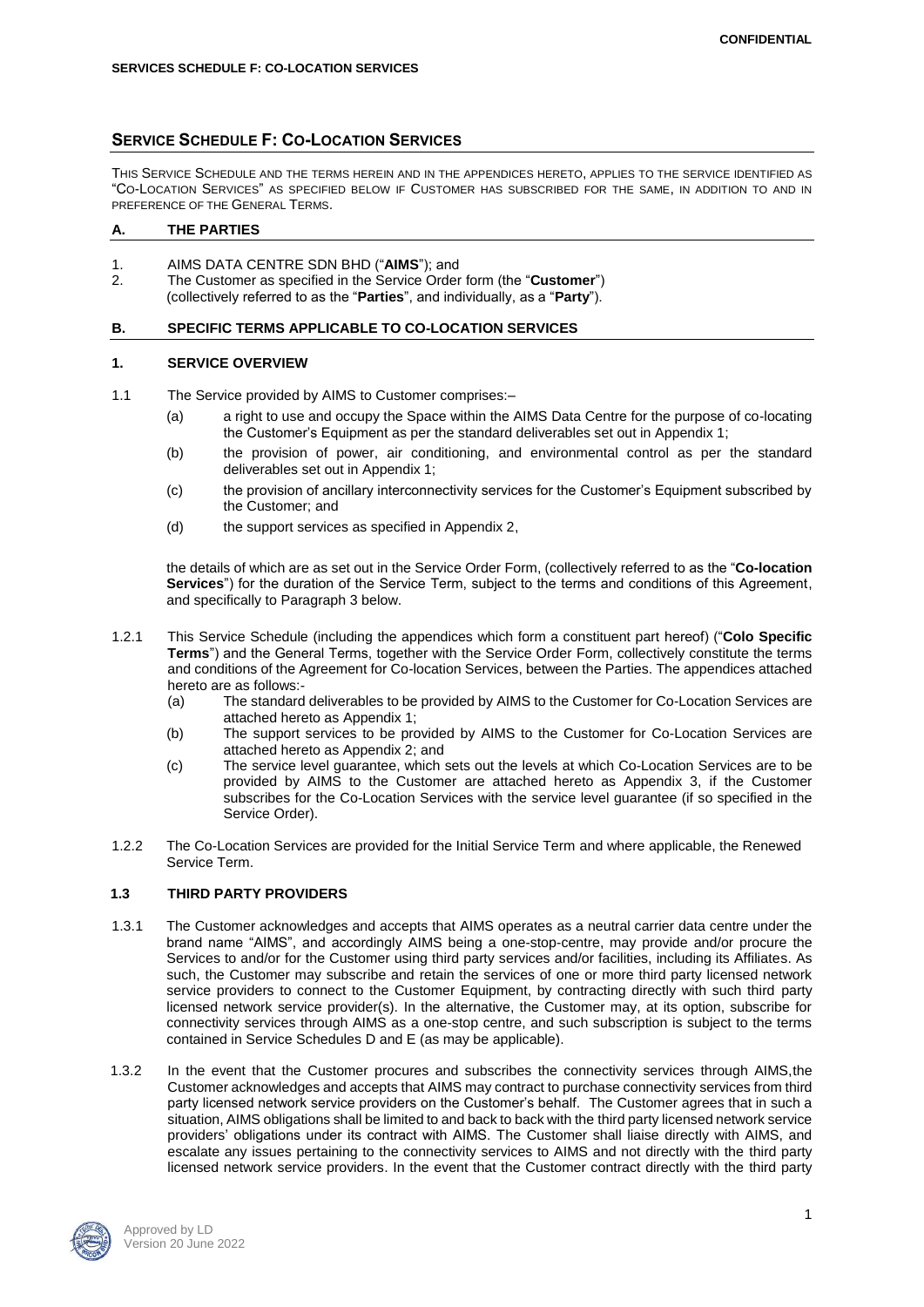## SERVICE SCHEDULE F: CO-LOCATION SERVICES

THIS SERVICE SCHEDULE AND THE TERMS HEREIN AND IN THE APPENDICES HERETO, APPLIES TO THE SERVICE IDENTIFIED AS "CO-LOCATION SERVICES" AS SPECIFIED BELOW IF CUSTOMER HAS SUBSCRIBED FOR THE SAME, IN ADDITION TO AND IN PREFERENCE OF THE GENERAL TERMS.

### A. THE PARTIES

1. AIMS DATA CENTRE SDN BHD ("**AIMS**"); and
2. The Customer as specified in the Service Order form (the "**Customer**") (collectively referred to as the "**Parties**", and individually, as a "**Party**").

### B. SPECIFIC TERMS APPLICABLE TO CO-LOCATION SERVICES

### 1. SERVICE OVERVIEW

1.1 The Service provided by AIMS to Customer comprises:–

(a) a right to use and occupy the Space within the AIMS Data Centre for the purpose of co-locating the Customer's Equipment as per the standard deliverables set out in Appendix 1;

(b) the provision of power, air conditioning, and environmental control as per the standard deliverables set out in Appendix 1;

(c) the provision of ancillary interconnectivity services for the Customer's Equipment subscribed by the Customer; and

(d) the support services as specified in Appendix 2,

the details of which are as set out in the Service Order Form, (collectively referred to as the "**Co-location Services**") for the duration of the Service Term, subject to the terms and conditions of this Agreement, and specifically to Paragraph 3 below.

1.2.1 This Service Schedule (including the appendices which form a constituent part hereof) ("**Colo Specific Terms**") and the General Terms, together with the Service Order Form, collectively constitute the terms and conditions of the Agreement for Co-location Services, between the Parties. The appendices attached hereto are as follows:-

(a) The standard deliverables to be provided by AIMS to the Customer for Co-Location Services are attached hereto as Appendix 1;

(b) The support services to be provided by AIMS to the Customer for Co-Location Services are attached hereto as Appendix 2; and

(c) The service level guarantee, which sets out the levels at which Co-Location Services are to be provided by AIMS to the Customer are attached hereto as Appendix 3, if the Customer subscribes for the Co-Location Services with the service level guarantee (if so specified in the Service Order).

1.2.2 The Co-Location Services are provided for the Initial Service Term and where applicable, the Renewed Service Term.

### 1.3 THIRD PARTY PROVIDERS

1.3.1 The Customer acknowledges and accepts that AIMS operates as a neutral carrier data centre under the brand name "AIMS", and accordingly AIMS being a one-stop-centre, may provide and/or procure the Services to and/or for the Customer using third party services and/or facilities, including its Affiliates. As such, the Customer may subscribe and retain the services of one or more third party licensed network service providers to connect to the Customer Equipment, by contracting directly with such third party licensed network service provider(s). In the alternative, the Customer may, at its option, subscribe for connectivity services through AIMS as a one-stop centre, and such subscription is subject to the terms contained in Service Schedules D and E (as may be applicable).

1.3.2 In the event that the Customer procures and subscribes the connectivity services through AIMS,the Customer acknowledges and accepts that AIMS may contract to purchase connectivity services from third party licensed network service providers on the Customer's behalf. The Customer agrees that in such a situation, AIMS obligations shall be limited to and back to back with the third party licensed network service providers' obligations under its contract with AIMS. The Customer shall liaise directly with AIMS, and escalate any issues pertaining to the connectivity services to AIMS and not directly with the third party licensed network service providers. In the event that the Customer contract directly with the third party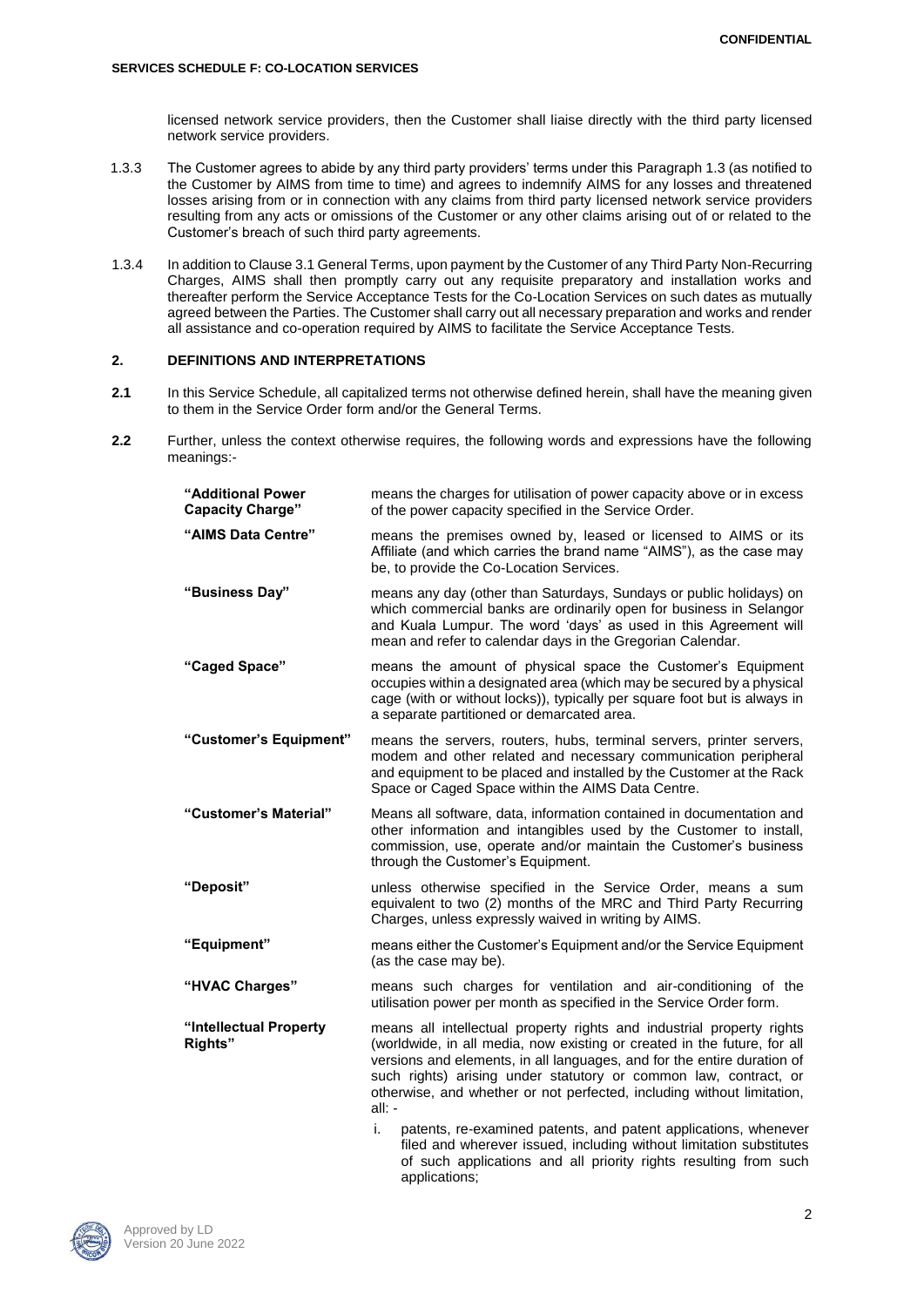licensed network service providers, then the Customer shall liaise directly with the third party licensed network service providers.

1.3.3 The Customer agrees to abide by any third party providers' terms under this Paragraph 1.3 (as notified to the Customer by AIMS from time to time) and agrees to indemnify AIMS for any losses and threatened losses arising from or in connection with any claims from third party licensed network service providers resulting from any acts or omissions of the Customer or any other claims arising out of or related to the Customer's breach of such third party agreements.

1.3.4 In addition to Clause 3.1 General Terms, upon payment by the Customer of any Third Party Non-Recurring Charges, AIMS shall then promptly carry out any requisite preparatory and installation works and thereafter perform the Service Acceptance Tests for the Co-Location Services on such dates as mutually agreed between the Parties. The Customer shall carry out all necessary preparation and works and render all assistance and co-operation required by AIMS to facilitate the Service Acceptance Tests.

## 2. DEFINITIONS AND INTERPRETATIONS

**2.1** In this Service Schedule, all capitalized terms not otherwise defined herein, shall have the meaning given to them in the Service Order form and/or the General Terms.

**2.2** Further, unless the context otherwise requires, the following words and expressions have the following meanings:-

**"Additional Power Capacity Charge"** means the charges for utilisation of power capacity above or in excess of the power capacity specified in the Service Order.

**"AIMS Data Centre"** means the premises owned by, leased or licensed to AIMS or its Affiliate (and which carries the brand name "AIMS"), as the case may be, to provide the Co-Location Services.

**"Business Day"** means any day (other than Saturdays, Sundays or public holidays) on which commercial banks are ordinarily open for business in Selangor and Kuala Lumpur. The word 'days' as used in this Agreement will mean and refer to calendar days in the Gregorian Calendar.

**"Caged Space"** means the amount of physical space the Customer's Equipment occupies within a designated area (which may be secured by a physical cage (with or without locks)), typically per square foot but is always in a separate partitioned or demarcated area.

**"Customer's Equipment"** means the servers, routers, hubs, terminal servers, printer servers, modem and other related and necessary communication peripheral and equipment to be placed and installed by the Customer at the Rack Space or Caged Space within the AIMS Data Centre.

**"Customer's Material"** Means all software, data, information contained in documentation and other information and intangibles used by the Customer to install, commission, use, operate and/or maintain the Customer's business through the Customer's Equipment.

**"Deposit"** unless otherwise specified in the Service Order, means a sum equivalent to two (2) months of the MRC and Third Party Recurring Charges, unless expressly waived in writing by AIMS.

**"Equipment"** means either the Customer's Equipment and/or the Service Equipment (as the case may be).

**"HVAC Charges"** means such charges for ventilation and air-conditioning of the utilisation power per month as specified in the Service Order form.

**"Intellectual Property Rights"** means all intellectual property rights and industrial property rights (worldwide, in all media, now existing or created in the future, for all versions and elements, in all languages, and for the entire duration of such rights) arising under statutory or common law, contract, or otherwise, and whether or not perfected, including without limitation, all: -

i. patents, re-examined patents, and patent applications, whenever filed and wherever issued, including without limitation substitutes of such applications and all priority rights resulting from such applications;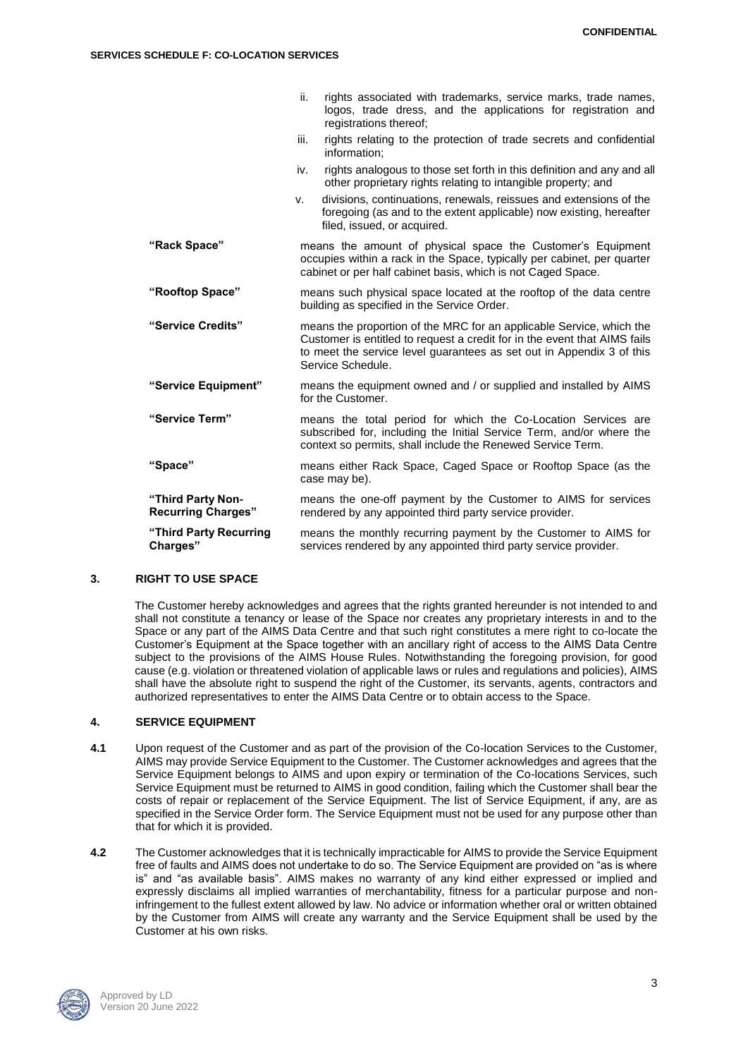ii. rights associated with trademarks, service marks, trade names, logos, trade dress, and the applications for registration and registrations thereof;

iii. rights relating to the protection of trade secrets and confidential information;

iv. rights analogous to those set forth in this definition and any and all other proprietary rights relating to intangible property; and

v. divisions, continuations, renewals, reissues and extensions of the foregoing (as and to the extent applicable) now existing, hereafter filed, issued, or acquired.

| | |
|---|---|
| **"Rack Space"** | means the amount of physical space the Customer's Equipment occupies within a rack in the Space, typically per cabinet, per quarter cabinet or per half cabinet basis, which is not Caged Space. |
| **"Rooftop Space"** | means such physical space located at the rooftop of the data centre building as specified in the Service Order. |
| **"Service Credits"** | means the proportion of the MRC for an applicable Service, which the Customer is entitled to request a credit for in the event that AIMS fails to meet the service level guarantees as set out in Appendix 3 of this Service Schedule. |
| **"Service Equipment"** | means the equipment owned and / or supplied and installed by AIMS for the Customer. |
| **"Service Term"** | means the total period for which the Co-Location Services are subscribed for, including the Initial Service Term, and/or where the context so permits, shall include the Renewed Service Term. |
| **"Space"** | means either Rack Space, Caged Space or Rooftop Space (as the case may be). |
| **"Third Party Non-Recurring Charges"** | means the one-off payment by the Customer to AIMS for services rendered by any appointed third party service provider. |
| **"Third Party Recurring Charges"** | means the monthly recurring payment by the Customer to AIMS for services rendered by any appointed third party service provider. |

## 3. RIGHT TO USE SPACE

The Customer hereby acknowledges and agrees that the rights granted hereunder is not intended to and shall not constitute a tenancy or lease of the Space nor creates any proprietary interests in and to the Space or any part of the AIMS Data Centre and that such right constitutes a mere right to co-locate the Customer's Equipment at the Space together with an ancillary right of access to the AIMS Data Centre subject to the provisions of the AIMS House Rules. Notwithstanding the foregoing provision, for good cause (e.g. violation or threatened violation of applicable laws or rules and regulations and policies), AIMS shall have the absolute right to suspend the right of the Customer, its servants, agents, contractors and authorized representatives to enter the AIMS Data Centre or to obtain access to the Space.

## 4. SERVICE EQUIPMENT

**4.1** Upon request of the Customer and as part of the provision of the Co-location Services to the Customer, AIMS may provide Service Equipment to the Customer. The Customer acknowledges and agrees that the Service Equipment belongs to AIMS and upon expiry or termination of the Co-locations Services, such Service Equipment must be returned to AIMS in good condition, failing which the Customer shall bear the costs of repair or replacement of the Service Equipment. The list of Service Equipment, if any, are as specified in the Service Order form. The Service Equipment must not be used for any purpose other than that for which it is provided.

**4.2** The Customer acknowledges that it is technically impracticable for AIMS to provide the Service Equipment free of faults and AIMS does not undertake to do so. The Service Equipment are provided on "as is where is" and "as available basis". AIMS makes no warranty of any kind either expressed or implied and expressly disclaims all implied warranties of merchantability, fitness for a particular purpose and non-infringement to the fullest extent allowed by law. No advice or information whether oral or written obtained by the Customer from AIMS will create any warranty and the Service Equipment shall be used by the Customer at his own risks.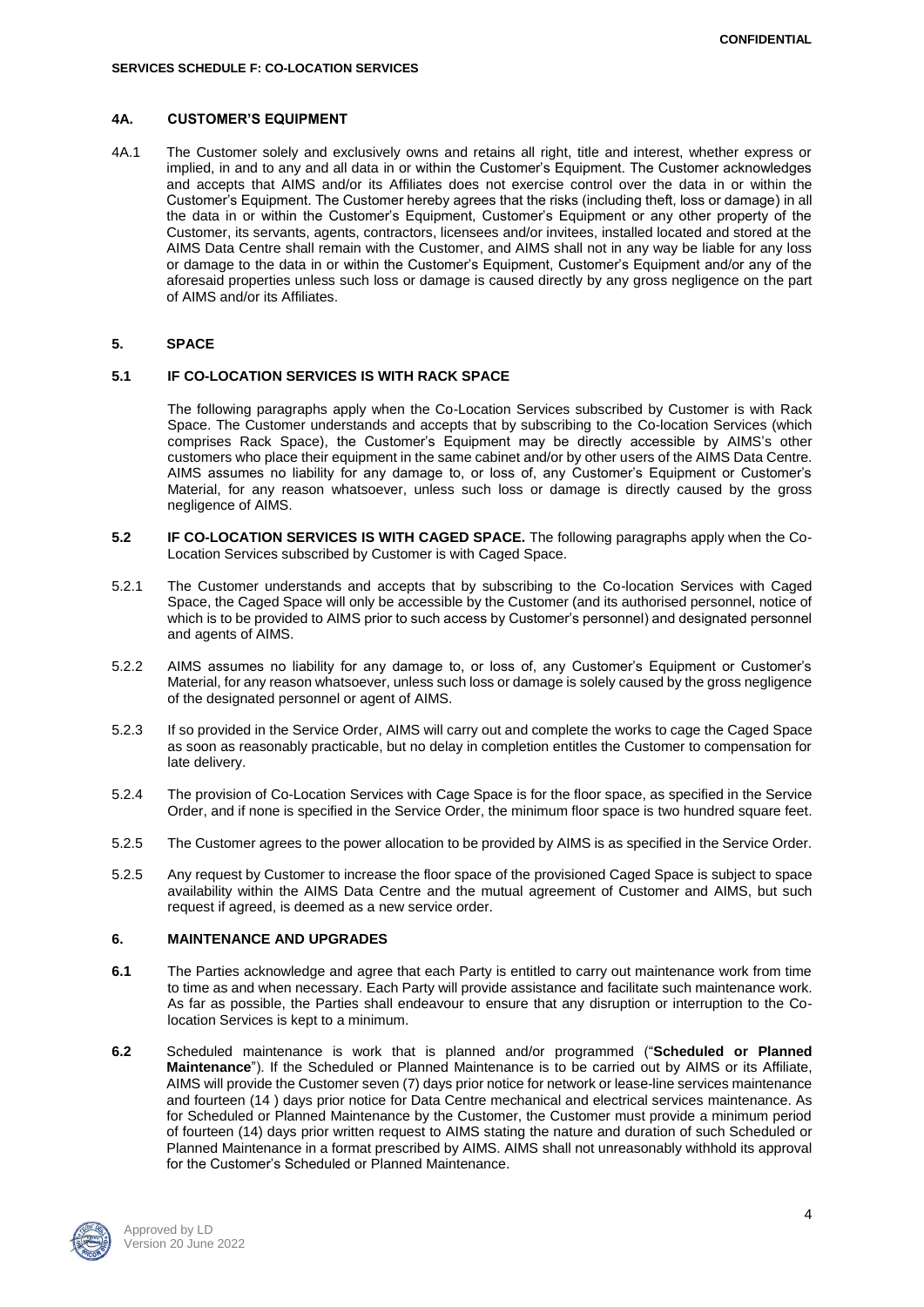#### 4A. CUSTOMER'S EQUIPMENT

4A.1 The Customer solely and exclusively owns and retains all right, title and interest, whether express or implied, in and to any and all data in or within the Customer's Equipment. The Customer acknowledges and accepts that AIMS and/or its Affiliates does not exercise control over the data in or within the Customer's Equipment. The Customer hereby agrees that the risks (including theft, loss or damage) in all the data in or within the Customer's Equipment, Customer's Equipment or any other property of the Customer, its servants, agents, contractors, licensees and/or invitees, installed located and stored at the AIMS Data Centre shall remain with the Customer, and AIMS shall not in any way be liable for any loss or damage to the data in or within the Customer's Equipment, Customer's Equipment and/or any of the aforesaid properties unless such loss or damage is caused directly by any gross negligence on the part of AIMS and/or its Affiliates.

#### 5. SPACE

#### 5.1 IF CO-LOCATION SERVICES IS WITH RACK SPACE

The following paragraphs apply when the Co-Location Services subscribed by Customer is with Rack Space. The Customer understands and accepts that by subscribing to the Co-location Services (which comprises Rack Space), the Customer's Equipment may be directly accessible by AIMS's other customers who place their equipment in the same cabinet and/or by other users of the AIMS Data Centre. AIMS assumes no liability for any damage to, or loss of, any Customer's Equipment or Customer's Material, for any reason whatsoever, unless such loss or damage is directly caused by the gross negligence of AIMS.

**5.2 IF CO-LOCATION SERVICES IS WITH CAGED SPACE.** The following paragraphs apply when the Co-Location Services subscribed by Customer is with Caged Space.

5.2.1 The Customer understands and accepts that by subscribing to the Co-location Services with Caged Space, the Caged Space will only be accessible by the Customer (and its authorised personnel, notice of which is to be provided to AIMS prior to such access by Customer's personnel) and designated personnel and agents of AIMS.

5.2.2 AIMS assumes no liability for any damage to, or loss of, any Customer's Equipment or Customer's Material, for any reason whatsoever, unless such loss or damage is solely caused by the gross negligence of the designated personnel or agent of AIMS.

5.2.3 If so provided in the Service Order, AIMS will carry out and complete the works to cage the Caged Space as soon as reasonably practicable, but no delay in completion entitles the Customer to compensation for late delivery.

5.2.4 The provision of Co-Location Services with Cage Space is for the floor space, as specified in the Service Order, and if none is specified in the Service Order, the minimum floor space is two hundred square feet.

5.2.5 The Customer agrees to the power allocation to be provided by AIMS is as specified in the Service Order.

5.2.5 Any request by Customer to increase the floor space of the provisioned Caged Space is subject to space availability within the AIMS Data Centre and the mutual agreement of Customer and AIMS, but such request if agreed, is deemed as a new service order.

#### 6. MAINTENANCE AND UPGRADES

**6.1** The Parties acknowledge and agree that each Party is entitled to carry out maintenance work from time to time as and when necessary. Each Party will provide assistance and facilitate such maintenance work. As far as possible, the Parties shall endeavour to ensure that any disruption or interruption to the Co-location Services is kept to a minimum.

**6.2** Scheduled maintenance is work that is planned and/or programmed ("**Scheduled or Planned Maintenance**"). If the Scheduled or Planned Maintenance is to be carried out by AIMS or its Affiliate, AIMS will provide the Customer seven (7) days prior notice for network or lease-line services maintenance and fourteen (14 ) days prior notice for Data Centre mechanical and electrical services maintenance. As for Scheduled or Planned Maintenance by the Customer, the Customer must provide a minimum period of fourteen (14) days prior written request to AIMS stating the nature and duration of such Scheduled or Planned Maintenance in a format prescribed by AIMS. AIMS shall not unreasonably withhold its approval for the Customer's Scheduled or Planned Maintenance.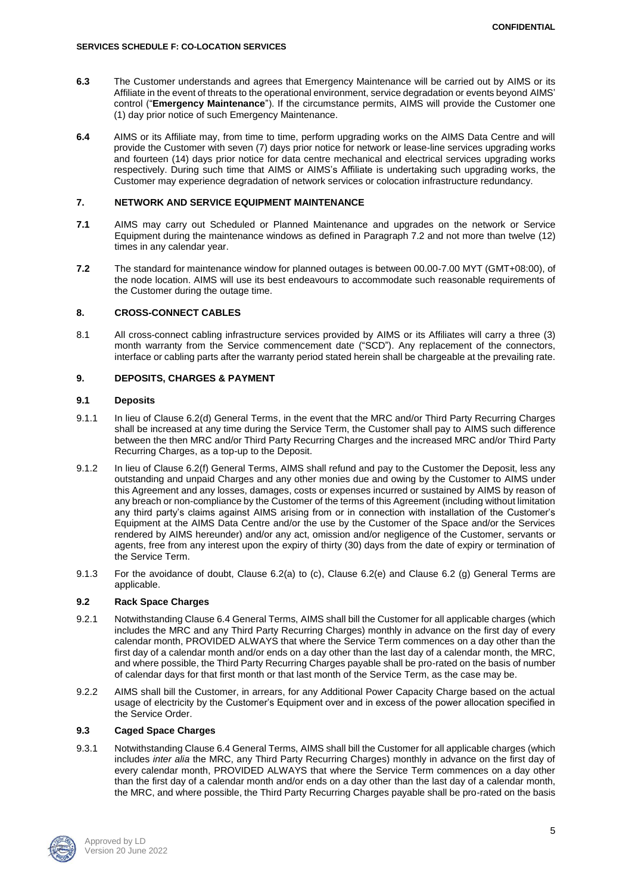**6.3** The Customer understands and agrees that Emergency Maintenance will be carried out by AIMS or its Affiliate in the event of threats to the operational environment, service degradation or events beyond AIMS' control ("**Emergency Maintenance**"). If the circumstance permits, AIMS will provide the Customer one (1) day prior notice of such Emergency Maintenance.

**6.4** AIMS or its Affiliate may, from time to time, perform upgrading works on the AIMS Data Centre and will provide the Customer with seven (7) days prior notice for network or lease-line services upgrading works and fourteen (14) days prior notice for data centre mechanical and electrical services upgrading works respectively. During such time that AIMS or AIMS's Affiliate is undertaking such upgrading works, the Customer may experience degradation of network services or colocation infrastructure redundancy.

## 7. NETWORK AND SERVICE EQUIPMENT MAINTENANCE

**7.1** AIMS may carry out Scheduled or Planned Maintenance and upgrades on the network or Service Equipment during the maintenance windows as defined in Paragraph 7.2 and not more than twelve (12) times in any calendar year.

**7.2** The standard for maintenance window for planned outages is between 00.00-7.00 MYT (GMT+08:00), of the node location. AIMS will use its best endeavours to accommodate such reasonable requirements of the Customer during the outage time.

## 8. CROSS-CONNECT CABLES

8.1 All cross-connect cabling infrastructure services provided by AIMS or its Affiliates will carry a three (3) month warranty from the Service commencement date ("SCD"). Any replacement of the connectors, interface or cabling parts after the warranty period stated herein shall be chargeable at the prevailing rate.

## 9. DEPOSITS, CHARGES & PAYMENT

### 9.1 Deposits

9.1.1 In lieu of Clause 6.2(d) General Terms, in the event that the MRC and/or Third Party Recurring Charges shall be increased at any time during the Service Term, the Customer shall pay to AIMS such difference between the then MRC and/or Third Party Recurring Charges and the increased MRC and/or Third Party Recurring Charges, as a top-up to the Deposit.

9.1.2 In lieu of Clause 6.2(f) General Terms, AIMS shall refund and pay to the Customer the Deposit, less any outstanding and unpaid Charges and any other monies due and owing by the Customer to AIMS under this Agreement and any losses, damages, costs or expenses incurred or sustained by AIMS by reason of any breach or non-compliance by the Customer of the terms of this Agreement (including without limitation any third party's claims against AIMS arising from or in connection with installation of the Customer's Equipment at the AIMS Data Centre and/or the use by the Customer of the Space and/or the Services rendered by AIMS hereunder) and/or any act, omission and/or negligence of the Customer, servants or agents, free from any interest upon the expiry of thirty (30) days from the date of expiry or termination of the Service Term.

9.1.3 For the avoidance of doubt, Clause 6.2(a) to (c), Clause 6.2(e) and Clause 6.2 (g) General Terms are applicable.

### 9.2 Rack Space Charges

9.2.1 Notwithstanding Clause 6.4 General Terms, AIMS shall bill the Customer for all applicable charges (which includes the MRC and any Third Party Recurring Charges) monthly in advance on the first day of every calendar month, PROVIDED ALWAYS that where the Service Term commences on a day other than the first day of a calendar month and/or ends on a day other than the last day of a calendar month, the MRC, and where possible, the Third Party Recurring Charges payable shall be pro-rated on the basis of number of calendar days for that first month or that last month of the Service Term, as the case may be.

9.2.2 AIMS shall bill the Customer, in arrears, for any Additional Power Capacity Charge based on the actual usage of electricity by the Customer's Equipment over and in excess of the power allocation specified in the Service Order.

### 9.3 Caged Space Charges

9.3.1 Notwithstanding Clause 6.4 General Terms, AIMS shall bill the Customer for all applicable charges (which includes *inter alia* the MRC, any Third Party Recurring Charges) monthly in advance on the first day of every calendar month, PROVIDED ALWAYS that where the Service Term commences on a day other than the first day of a calendar month and/or ends on a day other than the last day of a calendar month, the MRC, and where possible, the Third Party Recurring Charges payable shall be pro-rated on the basis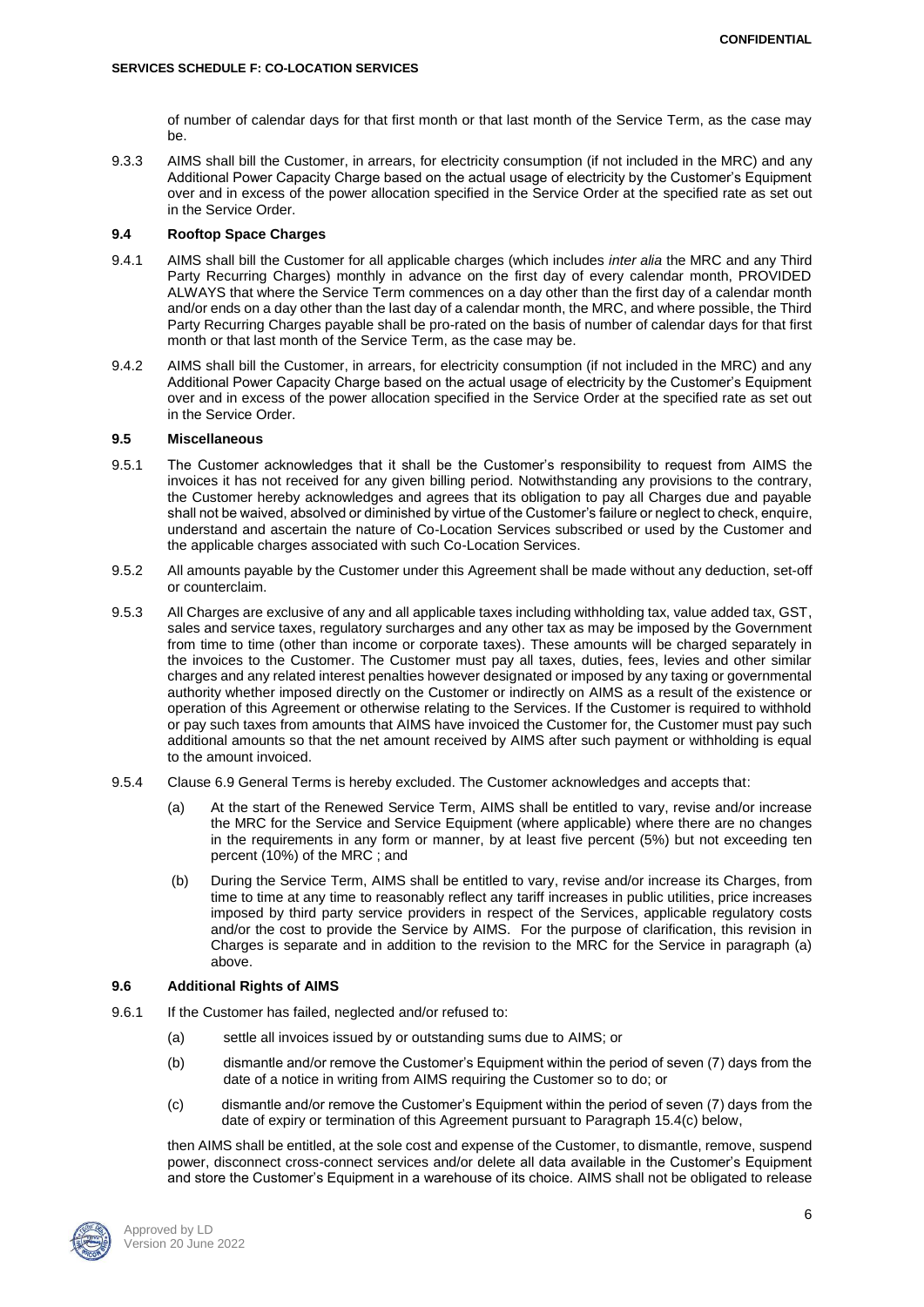of number of calendar days for that first month or that last month of the Service Term, as the case may be.

9.3.3 AIMS shall bill the Customer, in arrears, for electricity consumption (if not included in the MRC) and any Additional Power Capacity Charge based on the actual usage of electricity by the Customer's Equipment over and in excess of the power allocation specified in the Service Order at the specified rate as set out in the Service Order.

### 9.4 Rooftop Space Charges

9.4.1 AIMS shall bill the Customer for all applicable charges (which includes *inter alia* the MRC and any Third Party Recurring Charges) monthly in advance on the first day of every calendar month, PROVIDED ALWAYS that where the Service Term commences on a day other than the first day of a calendar month and/or ends on a day other than the last day of a calendar month, the MRC, and where possible, the Third Party Recurring Charges payable shall be pro-rated on the basis of number of calendar days for that first month or that last month of the Service Term, as the case may be.

9.4.2 AIMS shall bill the Customer, in arrears, for electricity consumption (if not included in the MRC) and any Additional Power Capacity Charge based on the actual usage of electricity by the Customer's Equipment over and in excess of the power allocation specified in the Service Order at the specified rate as set out in the Service Order.

### 9.5 Miscellaneous

9.5.1 The Customer acknowledges that it shall be the Customer's responsibility to request from AIMS the invoices it has not received for any given billing period. Notwithstanding any provisions to the contrary, the Customer hereby acknowledges and agrees that its obligation to pay all Charges due and payable shall not be waived, absolved or diminished by virtue of the Customer's failure or neglect to check, enquire, understand and ascertain the nature of Co-Location Services subscribed or used by the Customer and the applicable charges associated with such Co-Location Services.

9.5.2 All amounts payable by the Customer under this Agreement shall be made without any deduction, set-off or counterclaim.

9.5.3 All Charges are exclusive of any and all applicable taxes including withholding tax, value added tax, GST, sales and service taxes, regulatory surcharges and any other tax as may be imposed by the Government from time to time (other than income or corporate taxes). These amounts will be charged separately in the invoices to the Customer. The Customer must pay all taxes, duties, fees, levies and other similar charges and any related interest penalties however designated or imposed by any taxing or governmental authority whether imposed directly on the Customer or indirectly on AIMS as a result of the existence or operation of this Agreement or otherwise relating to the Services. If the Customer is required to withhold or pay such taxes from amounts that AIMS have invoiced the Customer for, the Customer must pay such additional amounts so that the net amount received by AIMS after such payment or withholding is equal to the amount invoiced.

9.5.4 Clause 6.9 General Terms is hereby excluded. The Customer acknowledges and accepts that:

(a) At the start of the Renewed Service Term, AIMS shall be entitled to vary, revise and/or increase the MRC for the Service and Service Equipment (where applicable) where there are no changes in the requirements in any form or manner, by at least five percent (5%) but not exceeding ten percent (10%) of the MRC ; and

(b) During the Service Term, AIMS shall be entitled to vary, revise and/or increase its Charges, from time to time at any time to reasonably reflect any tariff increases in public utilities, price increases imposed by third party service providers in respect of the Services, applicable regulatory costs and/or the cost to provide the Service by AIMS. For the purpose of clarification, this revision in Charges is separate and in addition to the revision to the MRC for the Service in paragraph (a) above.

### 9.6 Additional Rights of AIMS

9.6.1 If the Customer has failed, neglected and/or refused to:

(a) settle all invoices issued by or outstanding sums due to AIMS; or

(b) dismantle and/or remove the Customer's Equipment within the period of seven (7) days from the date of a notice in writing from AIMS requiring the Customer so to do; or

(c) dismantle and/or remove the Customer's Equipment within the period of seven (7) days from the date of expiry or termination of this Agreement pursuant to Paragraph 15.4(c) below,

then AIMS shall be entitled, at the sole cost and expense of the Customer, to dismantle, remove, suspend power, disconnect cross-connect services and/or delete all data available in the Customer's Equipment and store the Customer's Equipment in a warehouse of its choice. AIMS shall not be obligated to release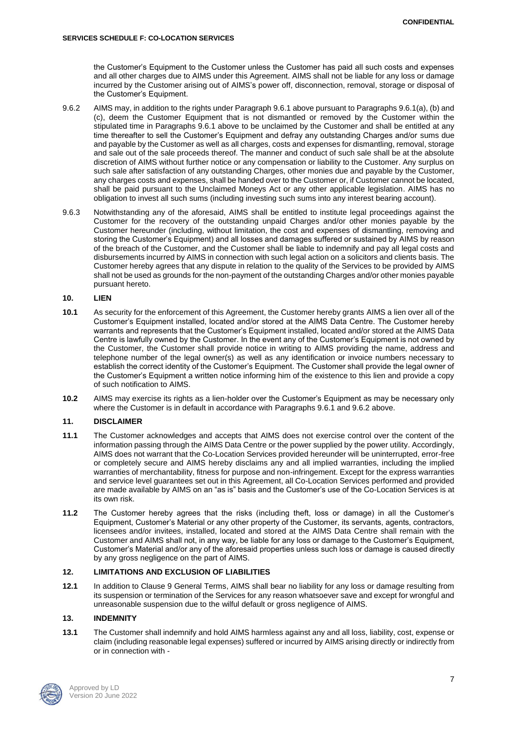the Customer's Equipment to the Customer unless the Customer has paid all such costs and expenses and all other charges due to AIMS under this Agreement. AIMS shall not be liable for any loss or damage incurred by the Customer arising out of AIMS's power off, disconnection, removal, storage or disposal of the Customer's Equipment.

9.6.2 AIMS may, in addition to the rights under Paragraph 9.6.1 above pursuant to Paragraphs 9.6.1(a), (b) and (c), deem the Customer Equipment that is not dismantled or removed by the Customer within the stipulated time in Paragraphs 9.6.1 above to be unclaimed by the Customer and shall be entitled at any time thereafter to sell the Customer's Equipment and defray any outstanding Charges and/or sums due and payable by the Customer as well as all charges, costs and expenses for dismantling, removal, storage and sale out of the sale proceeds thereof. The manner and conduct of such sale shall be at the absolute discretion of AIMS without further notice or any compensation or liability to the Customer. Any surplus on such sale after satisfaction of any outstanding Charges, other monies due and payable by the Customer, any charges costs and expenses, shall be handed over to the Customer or, if Customer cannot be located, shall be paid pursuant to the Unclaimed Moneys Act or any other applicable legislation. AIMS has no obligation to invest all such sums (including investing such sums into any interest bearing account).

9.6.3 Notwithstanding any of the aforesaid, AIMS shall be entitled to institute legal proceedings against the Customer for the recovery of the outstanding unpaid Charges and/or other monies payable by the Customer hereunder (including, without limitation, the cost and expenses of dismantling, removing and storing the Customer's Equipment) and all losses and damages suffered or sustained by AIMS by reason of the breach of the Customer, and the Customer shall be liable to indemnify and pay all legal costs and disbursements incurred by AIMS in connection with such legal action on a solicitors and clients basis. The Customer hereby agrees that any dispute in relation to the quality of the Services to be provided by AIMS shall not be used as grounds for the non-payment of the outstanding Charges and/or other monies payable pursuant hereto.

## 10. LIEN

**10.1** As security for the enforcement of this Agreement, the Customer hereby grants AIMS a lien over all of the Customer's Equipment installed, located and/or stored at the AIMS Data Centre. The Customer hereby warrants and represents that the Customer's Equipment installed, located and/or stored at the AIMS Data Centre is lawfully owned by the Customer. In the event any of the Customer's Equipment is not owned by the Customer, the Customer shall provide notice in writing to AIMS providing the name, address and telephone number of the legal owner(s) as well as any identification or invoice numbers necessary to establish the correct identity of the Customer's Equipment. The Customer shall provide the legal owner of the Customer's Equipment a written notice informing him of the existence to this lien and provide a copy of such notification to AIMS.

**10.2** AIMS may exercise its rights as a lien-holder over the Customer's Equipment as may be necessary only where the Customer is in default in accordance with Paragraphs 9.6.1 and 9.6.2 above.

## 11. DISCLAIMER

**11.1** The Customer acknowledges and accepts that AIMS does not exercise control over the content of the information passing through the AIMS Data Centre or the power supplied by the power utility. Accordingly, AIMS does not warrant that the Co-Location Services provided hereunder will be uninterrupted, error-free or completely secure and AIMS hereby disclaims any and all implied warranties, including the implied warranties of merchantability, fitness for purpose and non-infringement. Except for the express warranties and service level guarantees set out in this Agreement, all Co-Location Services performed and provided are made available by AIMS on an "as is" basis and the Customer's use of the Co-Location Services is at its own risk.

**11.2** The Customer hereby agrees that the risks (including theft, loss or damage) in all the Customer's Equipment, Customer's Material or any other property of the Customer, its servants, agents, contractors, licensees and/or invitees, installed, located and stored at the AIMS Data Centre shall remain with the Customer and AIMS shall not, in any way, be liable for any loss or damage to the Customer's Equipment, Customer's Material and/or any of the aforesaid properties unless such loss or damage is caused directly by any gross negligence on the part of AIMS.

## 12. LIMITATIONS AND EXCLUSION OF LIABILITIES

**12.1** In addition to Clause 9 General Terms, AIMS shall bear no liability for any loss or damage resulting from its suspension or termination of the Services for any reason whatsoever save and except for wrongful and unreasonable suspension due to the wilful default or gross negligence of AIMS.

## 13. INDEMNITY

**13.1** The Customer shall indemnify and hold AIMS harmless against any and all loss, liability, cost, expense or claim (including reasonable legal expenses) suffered or incurred by AIMS arising directly or indirectly from or in connection with -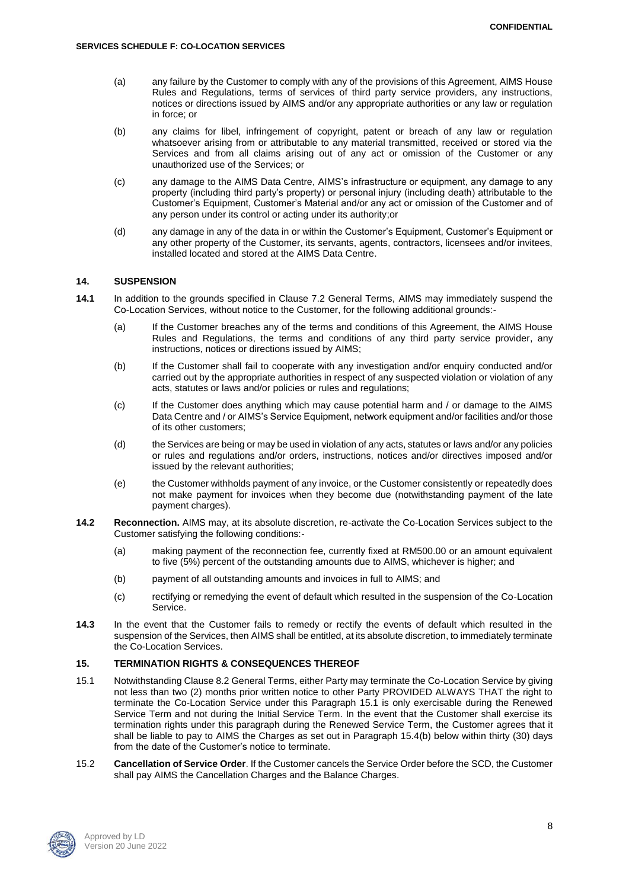(a) any failure by the Customer to comply with any of the provisions of this Agreement, AIMS House Rules and Regulations, terms of services of third party service providers, any instructions, notices or directions issued by AIMS and/or any appropriate authorities or any law or regulation in force; or

(b) any claims for libel, infringement of copyright, patent or breach of any law or regulation whatsoever arising from or attributable to any material transmitted, received or stored via the Services and from all claims arising out of any act or omission of the Customer or any unauthorized use of the Services; or

(c) any damage to the AIMS Data Centre, AIMS's infrastructure or equipment, any damage to any property (including third party's property) or personal injury (including death) attributable to the Customer's Equipment, Customer's Material and/or any act or omission of the Customer and of any person under its control or acting under its authority;or

(d) any damage in any of the data in or within the Customer's Equipment, Customer's Equipment or any other property of the Customer, its servants, agents, contractors, licensees and/or invitees, installed located and stored at the AIMS Data Centre.

## 14. SUSPENSION

**14.1** In addition to the grounds specified in Clause 7.2 General Terms, AIMS may immediately suspend the Co-Location Services, without notice to the Customer, for the following additional grounds:-

(a) If the Customer breaches any of the terms and conditions of this Agreement, the AIMS House Rules and Regulations, the terms and conditions of any third party service provider, any instructions, notices or directions issued by AIMS;

(b) If the Customer shall fail to cooperate with any investigation and/or enquiry conducted and/or carried out by the appropriate authorities in respect of any suspected violation or violation of any acts, statutes or laws and/or policies or rules and regulations;

(c) If the Customer does anything which may cause potential harm and / or damage to the AIMS Data Centre and / or AIMS's Service Equipment, network equipment and/or facilities and/or those of its other customers;

(d) the Services are being or may be used in violation of any acts, statutes or laws and/or any policies or rules and regulations and/or orders, instructions, notices and/or directives imposed and/or issued by the relevant authorities;

(e) the Customer withholds payment of any invoice, or the Customer consistently or repeatedly does not make payment for invoices when they become due (notwithstanding payment of the late payment charges).

**14.2** **Reconnection.** AIMS may, at its absolute discretion, re-activate the Co-Location Services subject to the Customer satisfying the following conditions:-

(a) making payment of the reconnection fee, currently fixed at RM500.00 or an amount equivalent to five (5%) percent of the outstanding amounts due to AIMS, whichever is higher; and

(b) payment of all outstanding amounts and invoices in full to AIMS; and

(c) rectifying or remedying the event of default which resulted in the suspension of the Co-Location Service.

**14.3** In the event that the Customer fails to remedy or rectify the events of default which resulted in the suspension of the Services, then AIMS shall be entitled, at its absolute discretion, to immediately terminate the Co-Location Services.

## 15. TERMINATION RIGHTS & CONSEQUENCES THEREOF

15.1 Notwithstanding Clause 8.2 General Terms, either Party may terminate the Co-Location Service by giving not less than two (2) months prior written notice to other Party PROVIDED ALWAYS THAT the right to terminate the Co-Location Service under this Paragraph 15.1 is only exercisable during the Renewed Service Term and not during the Initial Service Term. In the event that the Customer shall exercise its termination rights under this paragraph during the Renewed Service Term, the Customer agrees that it shall be liable to pay to AIMS the Charges as set out in Paragraph 15.4(b) below within thirty (30) days from the date of the Customer's notice to terminate.

15.2 **Cancellation of Service Order**. If the Customer cancels the Service Order before the SCD, the Customer shall pay AIMS the Cancellation Charges and the Balance Charges.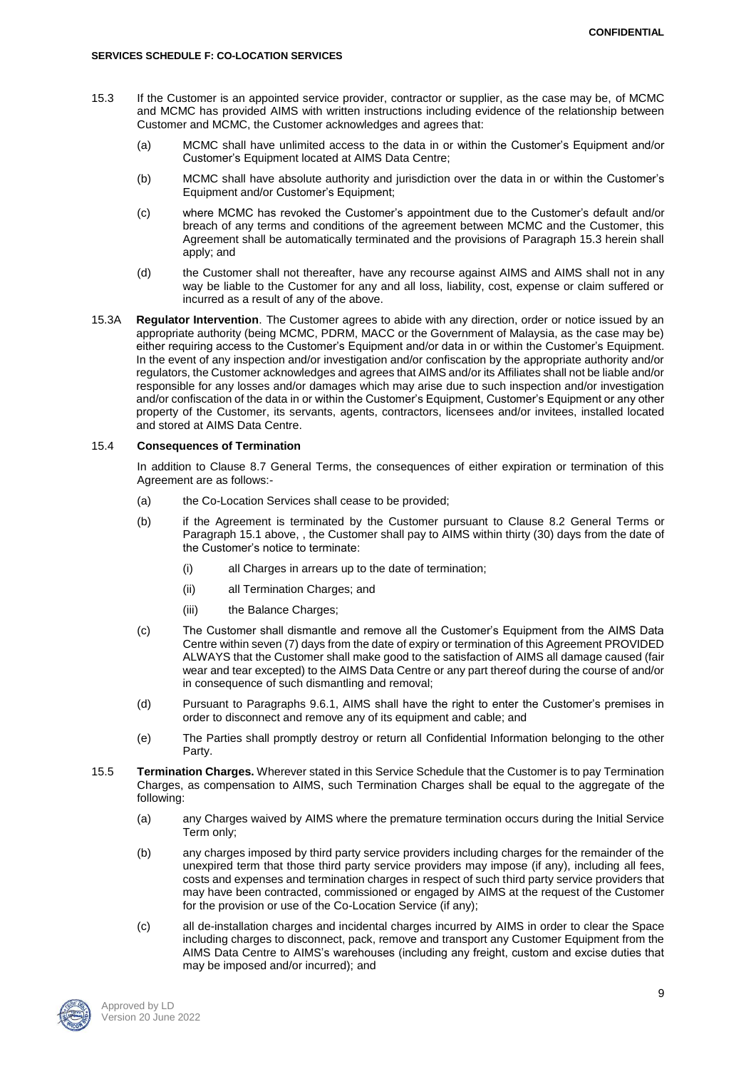15.3 If the Customer is an appointed service provider, contractor or supplier, as the case may be, of MCMC and MCMC has provided AIMS with written instructions including evidence of the relationship between Customer and MCMC, the Customer acknowledges and agrees that:

(a) MCMC shall have unlimited access to the data in or within the Customer's Equipment and/or Customer's Equipment located at AIMS Data Centre;

(b) MCMC shall have absolute authority and jurisdiction over the data in or within the Customer's Equipment and/or Customer's Equipment;

(c) where MCMC has revoked the Customer's appointment due to the Customer's default and/or breach of any terms and conditions of the agreement between MCMC and the Customer, this Agreement shall be automatically terminated and the provisions of Paragraph 15.3 herein shall apply; and

(d) the Customer shall not thereafter, have any recourse against AIMS and AIMS shall not in any way be liable to the Customer for any and all loss, liability, cost, expense or claim suffered or incurred as a result of any of the above.

15.3A **Regulator Intervention**. The Customer agrees to abide with any direction, order or notice issued by an appropriate authority (being MCMC, PDRM, MACC or the Government of Malaysia, as the case may be) either requiring access to the Customer's Equipment and/or data in or within the Customer's Equipment. In the event of any inspection and/or investigation and/or confiscation by the appropriate authority and/or regulators, the Customer acknowledges and agrees that AIMS and/or its Affiliates shall not be liable and/or responsible for any losses and/or damages which may arise due to such inspection and/or investigation and/or confiscation of the data in or within the Customer's Equipment, Customer's Equipment or any other property of the Customer, its servants, agents, contractors, licensees and/or invitees, installed located and stored at AIMS Data Centre.

15.4 **Consequences of Termination**

In addition to Clause 8.7 General Terms, the consequences of either expiration or termination of this Agreement are as follows:-

(a) the Co-Location Services shall cease to be provided;

(b) if the Agreement is terminated by the Customer pursuant to Clause 8.2 General Terms or Paragraph 15.1 above, , the Customer shall pay to AIMS within thirty (30) days from the date of the Customer's notice to terminate:

(i) all Charges in arrears up to the date of termination;

(ii) all Termination Charges; and

(iii) the Balance Charges;

(c) The Customer shall dismantle and remove all the Customer's Equipment from the AIMS Data Centre within seven (7) days from the date of expiry or termination of this Agreement PROVIDED ALWAYS that the Customer shall make good to the satisfaction of AIMS all damage caused (fair wear and tear excepted) to the AIMS Data Centre or any part thereof during the course of and/or in consequence of such dismantling and removal;

(d) Pursuant to Paragraphs 9.6.1, AIMS shall have the right to enter the Customer's premises in order to disconnect and remove any of its equipment and cable; and

(e) The Parties shall promptly destroy or return all Confidential Information belonging to the other Party.

15.5 **Termination Charges.** Wherever stated in this Service Schedule that the Customer is to pay Termination Charges, as compensation to AIMS, such Termination Charges shall be equal to the aggregate of the following:

(a) any Charges waived by AIMS where the premature termination occurs during the Initial Service Term only;

(b) any charges imposed by third party service providers including charges for the remainder of the unexpired term that those third party service providers may impose (if any), including all fees, costs and expenses and termination charges in respect of such third party service providers that may have been contracted, commissioned or engaged by AIMS at the request of the Customer for the provision or use of the Co-Location Service (if any);

(c) all de-installation charges and incidental charges incurred by AIMS in order to clear the Space including charges to disconnect, pack, remove and transport any Customer Equipment from the AIMS Data Centre to AIMS's warehouses (including any freight, custom and excise duties that may be imposed and/or incurred); and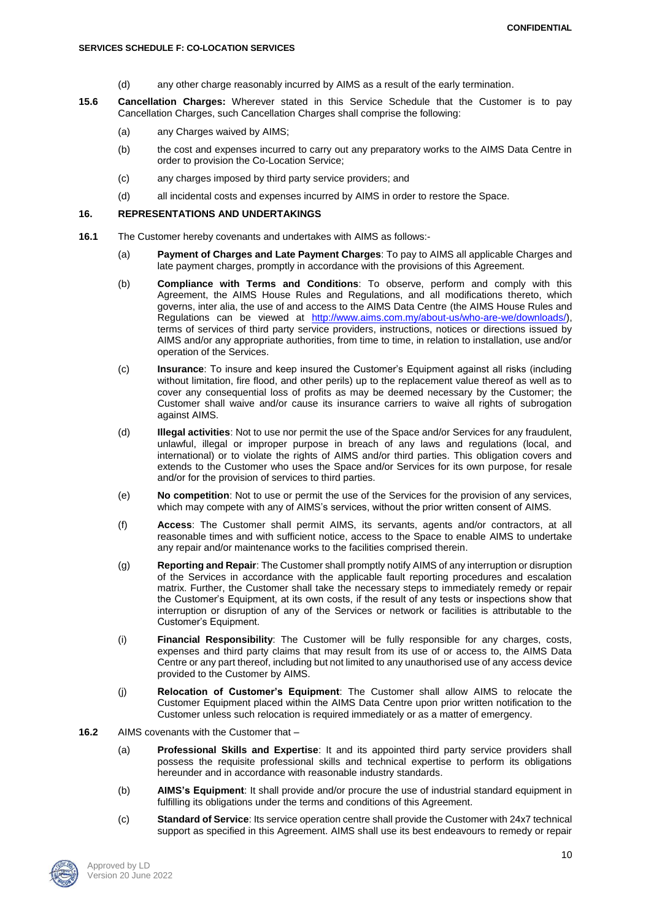(d) any other charge reasonably incurred by AIMS as a result of the early termination.

**15.6** **Cancellation Charges:** Wherever stated in this Service Schedule that the Customer is to pay Cancellation Charges, such Cancellation Charges shall comprise the following:

(a) any Charges waived by AIMS;

(b) the cost and expenses incurred to carry out any preparatory works to the AIMS Data Centre in order to provision the Co-Location Service;

(c) any charges imposed by third party service providers; and

(d) all incidental costs and expenses incurred by AIMS in order to restore the Space.

## 16. REPRESENTATIONS AND UNDERTAKINGS

**16.1** The Customer hereby covenants and undertakes with AIMS as follows:-

(a) **Payment of Charges and Late Payment Charges**: To pay to AIMS all applicable Charges and late payment charges, promptly in accordance with the provisions of this Agreement.

(b) **Compliance with Terms and Conditions**: To observe, perform and comply with this Agreement, the AIMS House Rules and Regulations, and all modifications thereto, which governs, inter alia, the use of and access to the AIMS Data Centre (the AIMS House Rules and Regulations can be viewed at http://www.aims.com.my/about-us/who-are-we/downloads/), terms of services of third party service providers, instructions, notices or directions issued by AIMS and/or any appropriate authorities, from time to time, in relation to installation, use and/or operation of the Services.

(c) **Insurance**: To insure and keep insured the Customer's Equipment against all risks (including without limitation, fire flood, and other perils) up to the replacement value thereof as well as to cover any consequential loss of profits as may be deemed necessary by the Customer; the Customer shall waive and/or cause its insurance carriers to waive all rights of subrogation against AIMS.

(d) **Illegal activities**: Not to use nor permit the use of the Space and/or Services for any fraudulent, unlawful, illegal or improper purpose in breach of any laws and regulations (local, and international) or to violate the rights of AIMS and/or third parties. This obligation covers and extends to the Customer who uses the Space and/or Services for its own purpose, for resale and/or for the provision of services to third parties.

(e) **No competition**: Not to use or permit the use of the Services for the provision of any services, which may compete with any of AIMS's services, without the prior written consent of AIMS.

(f) **Access**: The Customer shall permit AIMS, its servants, agents and/or contractors, at all reasonable times and with sufficient notice, access to the Space to enable AIMS to undertake any repair and/or maintenance works to the facilities comprised therein.

(g) **Reporting and Repair**: The Customer shall promptly notify AIMS of any interruption or disruption of the Services in accordance with the applicable fault reporting procedures and escalation matrix. Further, the Customer shall take the necessary steps to immediately remedy or repair the Customer's Equipment, at its own costs, if the result of any tests or inspections show that interruption or disruption of any of the Services or network or facilities is attributable to the Customer's Equipment.

(i) **Financial Responsibility**: The Customer will be fully responsible for any charges, costs, expenses and third party claims that may result from its use of or access to, the AIMS Data Centre or any part thereof, including but not limited to any unauthorised use of any access device provided to the Customer by AIMS.

(j) **Relocation of Customer's Equipment**: The Customer shall allow AIMS to relocate the Customer Equipment placed within the AIMS Data Centre upon prior written notification to the Customer unless such relocation is required immediately or as a matter of emergency.

**16.2** AIMS covenants with the Customer that –

(a) **Professional Skills and Expertise**: It and its appointed third party service providers shall possess the requisite professional skills and technical expertise to perform its obligations hereunder and in accordance with reasonable industry standards.

(b) **AIMS's Equipment**: It shall provide and/or procure the use of industrial standard equipment in fulfilling its obligations under the terms and conditions of this Agreement.

(c) **Standard of Service**: Its service operation centre shall provide the Customer with 24x7 technical support as specified in this Agreement. AIMS shall use its best endeavours to remedy or repair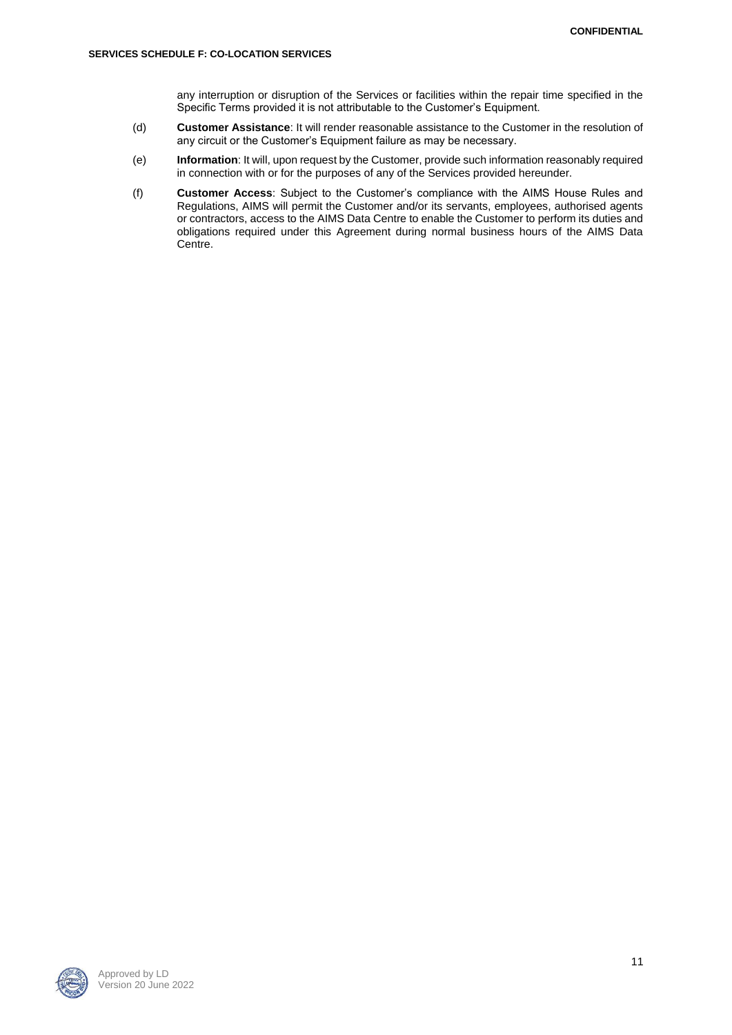any interruption or disruption of the Services or facilities within the repair time specified in the Specific Terms provided it is not attributable to the Customer's Equipment.

(d) **Customer Assistance**: It will render reasonable assistance to the Customer in the resolution of any circuit or the Customer's Equipment failure as may be necessary.

(e) **Information**: It will, upon request by the Customer, provide such information reasonably required in connection with or for the purposes of any of the Services provided hereunder.

(f) **Customer Access**: Subject to the Customer's compliance with the AIMS House Rules and Regulations, AIMS will permit the Customer and/or its servants, employees, authorised agents or contractors, access to the AIMS Data Centre to enable the Customer to perform its duties and obligations required under this Agreement during normal business hours of the AIMS Data Centre.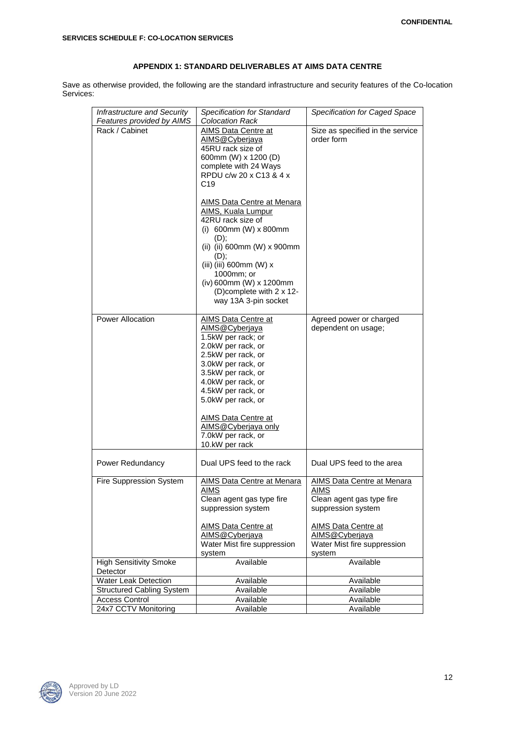**SERVICES SCHEDULE F: CO-LOCATION SERVICES**

## APPENDIX 1: STANDARD DELIVERABLES AT AIMS DATA CENTRE

Save as otherwise provided, the following are the standard infrastructure and security features of the Co-location Services:

| *Infrastructure and Security Features provided by AIMS* | *Specification for Standard Colocation Rack* | *Specification for Caged Space* |
|---|---|---|
| Rack / Cabinet | AIMS Data Centre at AIMS@Cyberjaya<br>45RU rack size of 600mm (W) x 1200 (D) complete with 24 Ways RPDU c/w 20 x C13 & 4 x C19<br><br>AIMS Data Centre at Menara AIMS, Kuala Lumpur<br>42RU rack size of<br>(i) 600mm (W) x 800mm (D);<br>(ii) (ii) 600mm (W) x 900mm (D);<br>(iii) (iii) 600mm (W) x 1000mm; or<br>(iv) 600mm (W) x 1200mm (D)complete with 2 x 12-way 13A 3-pin socket | Size as specified in the service order form |
| Power Allocation | AIMS Data Centre at AIMS@Cyberjaya<br>1.5kW per rack; or<br>2.0kW per rack, or<br>2.5kW per rack, or<br>3.0kW per rack, or<br>3.5kW per rack, or<br>4.0kW per rack, or<br>4.5kW per rack, or<br>5.0kW per rack, or<br><br>AIMS Data Centre at AIMS@Cyberjaya only<br>7.0kW per rack, or<br>10.kW per rack | Agreed power or charged dependent on usage; |
| Power Redundancy | Dual UPS feed to the rack | Dual UPS feed to the area |
| Fire Suppression System | AIMS Data Centre at Menara AIMS<br>Clean agent gas type fire suppression system<br><br>AIMS Data Centre at AIMS@Cyberjaya<br>Water Mist fire suppression system | AIMS Data Centre at Menara AIMS<br>Clean agent gas type fire suppression system<br><br>AIMS Data Centre at AIMS@Cyberjaya<br>Water Mist fire suppression system |
| High Sensitivity Smoke Detector | Available | Available |
| Water Leak Detection | Available | Available |
| Structured Cabling System | Available | Available |
| Access Control | Available | Available |
| 24x7 CCTV Monitoring | Available | Available |

Approved by LD
Version 20 June 2022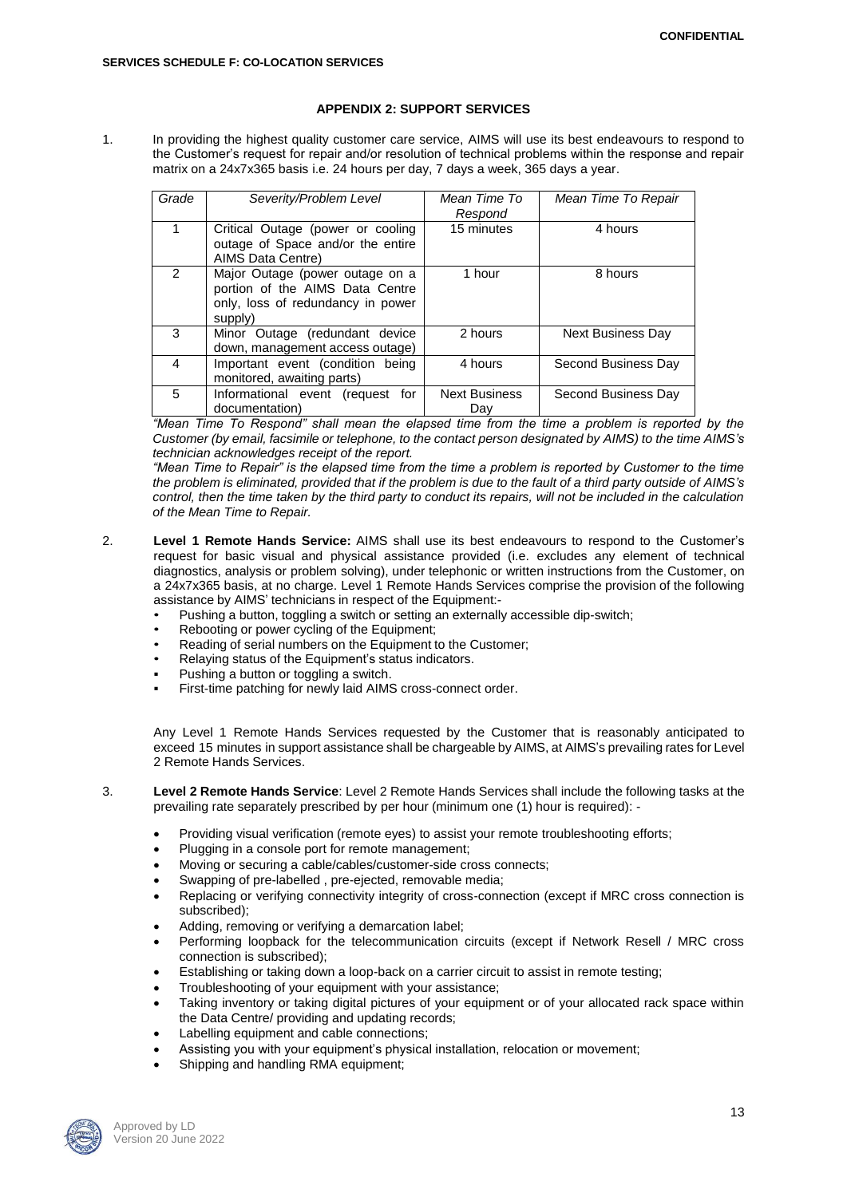## APPENDIX 2: SUPPORT SERVICES

1. In providing the highest quality customer care service, AIMS will use its best endeavours to respond to the Customer's request for repair and/or resolution of technical problems within the response and repair matrix on a 24x7x365 basis i.e. 24 hours per day, 7 days a week, 365 days a year.

| *Grade* | *Severity/Problem Level* | *Mean Time To Respond* | *Mean Time To Repair* |
|---|---|---|---|
| 1 | Critical Outage (power or cooling outage of Space and/or the entire AIMS Data Centre) | 15 minutes | 4 hours |
| 2 | Major Outage (power outage on a portion of the AIMS Data Centre only, loss of redundancy in power supply) | 1 hour | 8 hours |
| 3 | Minor Outage (redundant device down, management access outage) | 2 hours | Next Business Day |
| 4 | Important event (condition being monitored, awaiting parts) | 4 hours | Second Business Day |
| 5 | Informational event (request for documentation) | Next Business Day | Second Business Day |

*"Mean Time To Respond" shall mean the elapsed time from the time a problem is reported by the Customer (by email, facsimile or telephone, to the contact person designated by AIMS) to the time AIMS's technician acknowledges receipt of the report.*

*"Mean Time to Repair" is the elapsed time from the time a problem is reported by Customer to the time the problem is eliminated, provided that if the problem is due to the fault of a third party outside of AIMS's control, then the time taken by the third party to conduct its repairs, will not be included in the calculation of the Mean Time to Repair.*

2. **Level 1 Remote Hands Service:** AIMS shall use its best endeavours to respond to the Customer's request for basic visual and physical assistance provided (i.e. excludes any element of technical diagnostics, analysis or problem solving), under telephonic or written instructions from the Customer, on a 24x7x365 basis, at no charge. Level 1 Remote Hands Services comprise the provision of the following assistance by AIMS' technicians in respect of the Equipment:-
   - Pushing a button, toggling a switch or setting an externally accessible dip-switch;
   - Rebooting or power cycling of the Equipment;
   - Reading of serial numbers on the Equipment to the Customer;
   - Relaying status of the Equipment's status indicators.
   - Pushing a button or toggling a switch.
   - First-time patching for newly laid AIMS cross-connect order.

   Any Level 1 Remote Hands Services requested by the Customer that is reasonably anticipated to exceed 15 minutes in support assistance shall be chargeable by AIMS, at AIMS's prevailing rates for Level 2 Remote Hands Services.

3. **Level 2 Remote Hands Service**: Level 2 Remote Hands Services shall include the following tasks at the prevailing rate separately prescribed by per hour (minimum one (1) hour is required): -
   - Providing visual verification (remote eyes) to assist your remote troubleshooting efforts;
   - Plugging in a console port for remote management;
   - Moving or securing a cable/cables/customer-side cross connects;
   - Swapping of pre-labelled , pre-ejected, removable media;
   - Replacing or verifying connectivity integrity of cross-connection (except if MRC cross connection is subscribed);
   - Adding, removing or verifying a demarcation label;
   - Performing loopback for the telecommunication circuits (except if Network Resell / MRC cross connection is subscribed);
   - Establishing or taking down a loop-back on a carrier circuit to assist in remote testing;
   - Troubleshooting of your equipment with your assistance;
   - Taking inventory or taking digital pictures of your equipment or of your allocated rack space within the Data Centre/ providing and updating records;
   - Labelling equipment and cable connections;
   - Assisting you with your equipment's physical installation, relocation or movement;
   - Shipping and handling RMA equipment;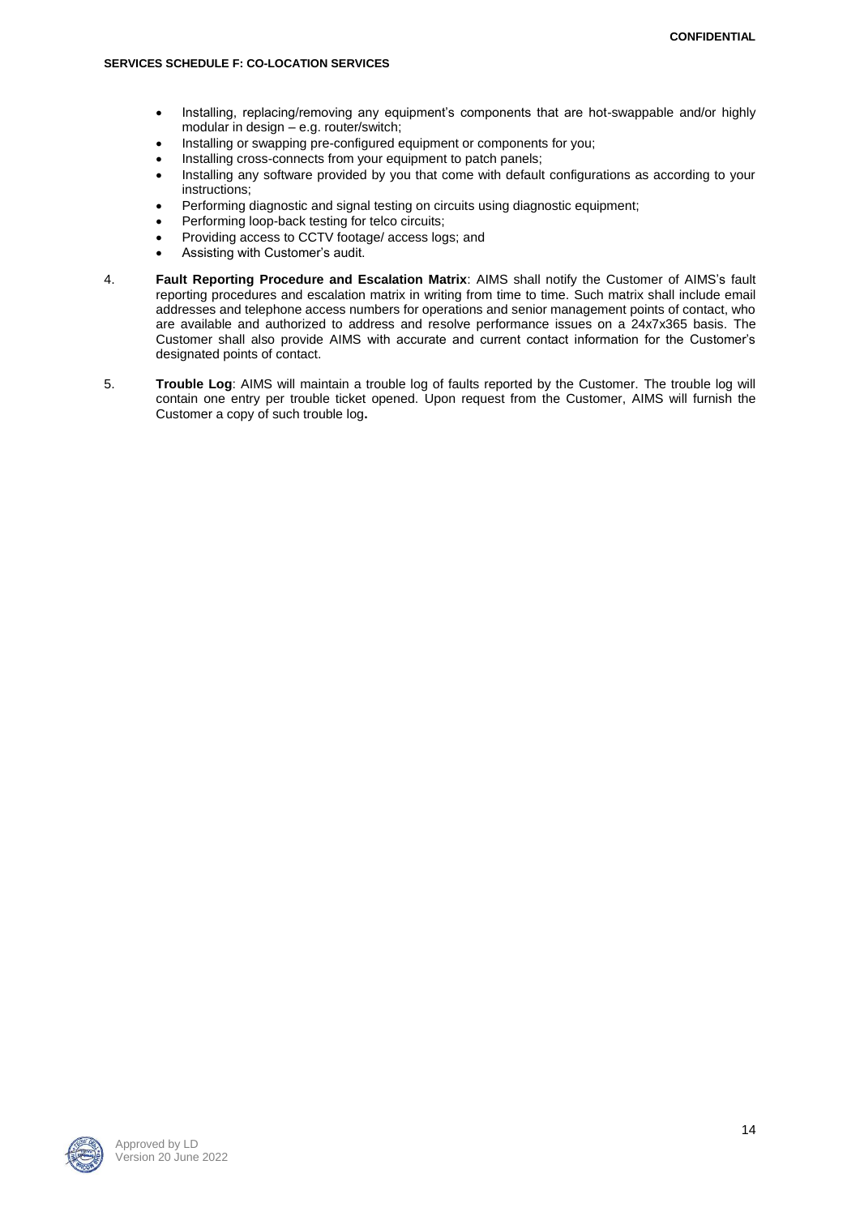- Installing, replacing/removing any equipment's components that are hot-swappable and/or highly modular in design – e.g. router/switch;
- Installing or swapping pre-configured equipment or components for you;
- Installing cross-connects from your equipment to patch panels;
- Installing any software provided by you that come with default configurations as according to your instructions;
- Performing diagnostic and signal testing on circuits using diagnostic equipment;
- Performing loop-back testing for telco circuits;
- Providing access to CCTV footage/ access logs; and
- Assisting with Customer's audit.

4. **Fault Reporting Procedure and Escalation Matrix**: AIMS shall notify the Customer of AIMS's fault reporting procedures and escalation matrix in writing from time to time. Such matrix shall include email addresses and telephone access numbers for operations and senior management points of contact, who are available and authorized to address and resolve performance issues on a 24x7x365 basis. The Customer shall also provide AIMS with accurate and current contact information for the Customer's designated points of contact.

5. **Trouble Log**: AIMS will maintain a trouble log of faults reported by the Customer. The trouble log will contain one entry per trouble ticket opened. Upon request from the Customer, AIMS will furnish the Customer a copy of such trouble log**.**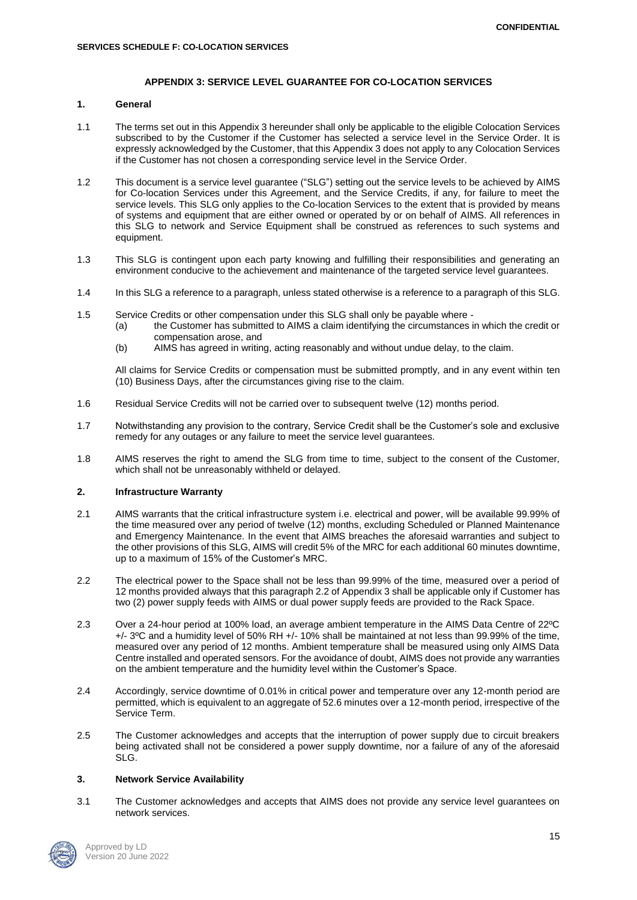## APPENDIX 3: SERVICE LEVEL GUARANTEE FOR CO-LOCATION SERVICES

### 1. General

1.1 The terms set out in this Appendix 3 hereunder shall only be applicable to the eligible Colocation Services subscribed to by the Customer if the Customer has selected a service level in the Service Order. It is expressly acknowledged by the Customer, that this Appendix 3 does not apply to any Colocation Services if the Customer has not chosen a corresponding service level in the Service Order.

1.2 This document is a service level guarantee ("SLG") setting out the service levels to be achieved by AIMS for Co-location Services under this Agreement, and the Service Credits, if any, for failure to meet the service levels. This SLG only applies to the Co-location Services to the extent that is provided by means of systems and equipment that are either owned or operated by or on behalf of AIMS. All references in this SLG to network and Service Equipment shall be construed as references to such systems and equipment.

1.3 This SLG is contingent upon each party knowing and fulfilling their responsibilities and generating an environment conducive to the achievement and maintenance of the targeted service level guarantees.

1.4 In this SLG a reference to a paragraph, unless stated otherwise is a reference to a paragraph of this SLG.

1.5 Service Credits or other compensation under this SLG shall only be payable where -

(a) the Customer has submitted to AIMS a claim identifying the circumstances in which the credit or compensation arose, and

(b) AIMS has agreed in writing, acting reasonably and without undue delay, to the claim.

All claims for Service Credits or compensation must be submitted promptly, and in any event within ten (10) Business Days, after the circumstances giving rise to the claim.

1.6 Residual Service Credits will not be carried over to subsequent twelve (12) months period.

1.7 Notwithstanding any provision to the contrary, Service Credit shall be the Customer's sole and exclusive remedy for any outages or any failure to meet the service level guarantees.

1.8 AIMS reserves the right to amend the SLG from time to time, subject to the consent of the Customer, which shall not be unreasonably withheld or delayed.

### 2. Infrastructure Warranty

2.1 AIMS warrants that the critical infrastructure system i.e. electrical and power, will be available 99.99% of the time measured over any period of twelve (12) months, excluding Scheduled or Planned Maintenance and Emergency Maintenance. In the event that AIMS breaches the aforesaid warranties and subject to the other provisions of this SLG, AIMS will credit 5% of the MRC for each additional 60 minutes downtime, up to a maximum of 15% of the Customer's MRC.

2.2 The electrical power to the Space shall not be less than 99.99% of the time, measured over a period of 12 months provided always that this paragraph 2.2 of Appendix 3 shall be applicable only if Customer has two (2) power supply feeds with AIMS or dual power supply feeds are provided to the Rack Space.

2.3 Over a 24-hour period at 100% load, an average ambient temperature in the AIMS Data Centre of 22ºC +/- 3ºC and a humidity level of 50% RH +/- 10% shall be maintained at not less than 99.99% of the time, measured over any period of 12 months. Ambient temperature shall be measured using only AIMS Data Centre installed and operated sensors. For the avoidance of doubt, AIMS does not provide any warranties on the ambient temperature and the humidity level within the Customer's Space.

2.4 Accordingly, service downtime of 0.01% in critical power and temperature over any 12-month period are permitted, which is equivalent to an aggregate of 52.6 minutes over a 12-month period, irrespective of the Service Term.

2.5 The Customer acknowledges and accepts that the interruption of power supply due to circuit breakers being activated shall not be considered a power supply downtime, nor a failure of any of the aforesaid SLG.

### 3. Network Service Availability

3.1 The Customer acknowledges and accepts that AIMS does not provide any service level guarantees on network services.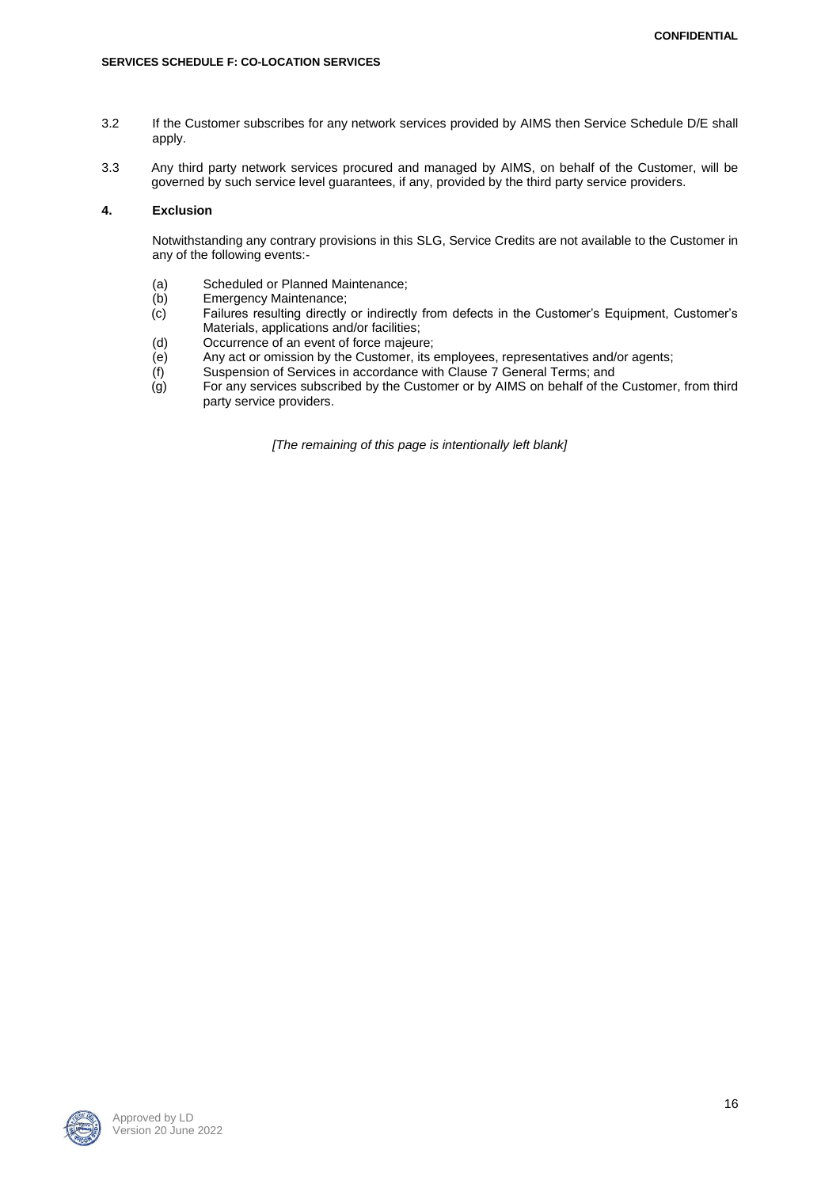3.2 If the Customer subscribes for any network services provided by AIMS then Service Schedule D/E shall apply.

3.3 Any third party network services procured and managed by AIMS, on behalf of the Customer, will be governed by such service level guarantees, if any, provided by the third party service providers.

## 4. Exclusion

Notwithstanding any contrary provisions in this SLG, Service Credits are not available to the Customer in any of the following events:-

(a) Scheduled or Planned Maintenance;
(b) Emergency Maintenance;
(c) Failures resulting directly or indirectly from defects in the Customer's Equipment, Customer's Materials, applications and/or facilities;
(d) Occurrence of an event of force majeure;
(e) Any act or omission by the Customer, its employees, representatives and/or agents;
(f) Suspension of Services in accordance with Clause 7 General Terms; and
(g) For any services subscribed by the Customer or by AIMS on behalf of the Customer, from third party service providers.

*[The remaining of this page is intentionally left blank]*